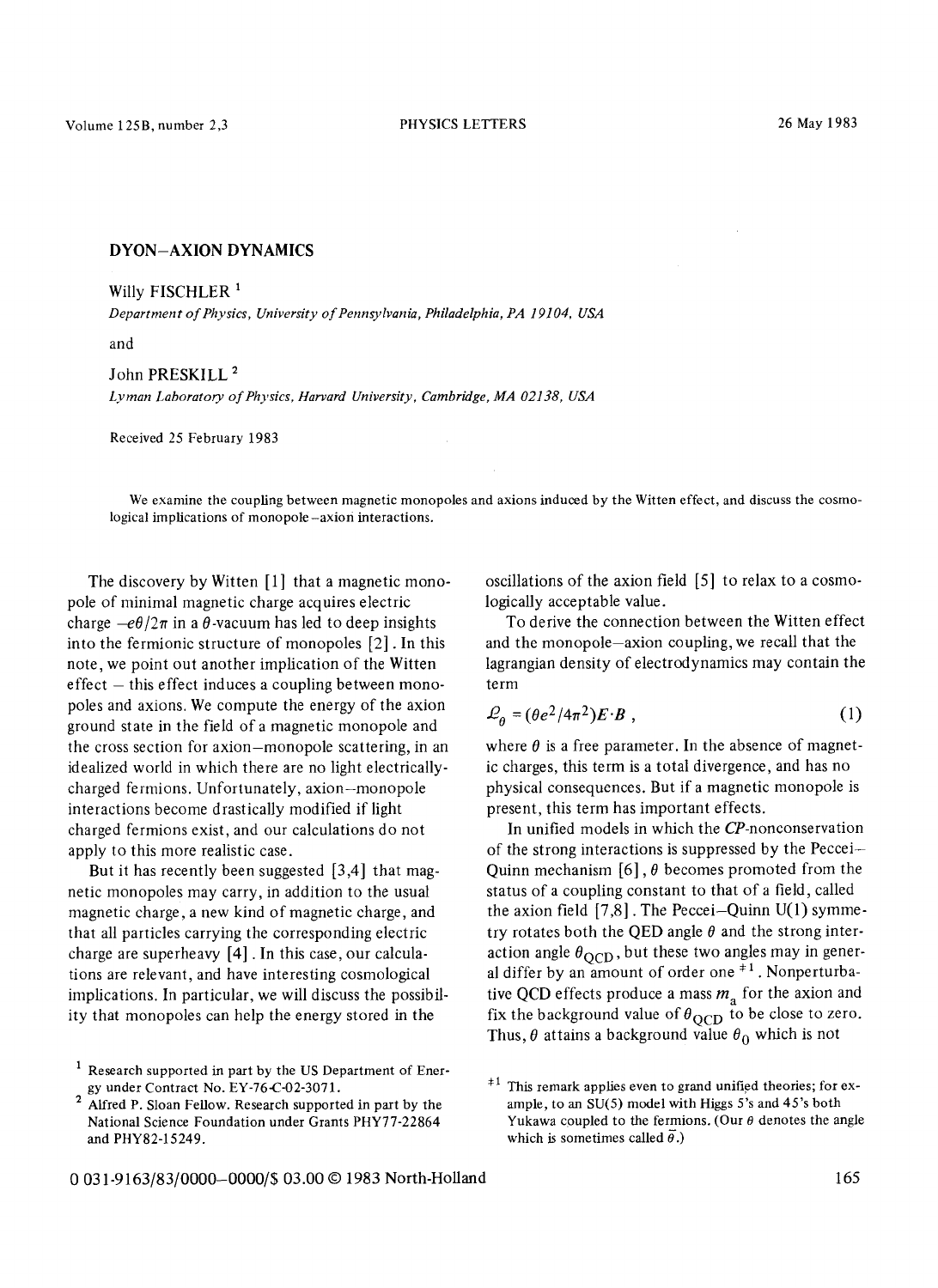# DYON–AXION DYNAMICS

Willy FISCHLER [1]

*Department of Physics, University of Pennsylvania, Philadelphia, PA 19104, USA*

and

John PRESKILL [2]

*Lyman Laboratory of Physics, Harvard University, Cambridge, MA 02138, USA*

Received 25 February 1983

We examine the coupling between magnetic monopoles and axions induced by the Witten effect, and discuss the cosmological implications of monopole–axion interactions.

The discovery by Witten [1] that a magnetic monopole of minimal magnetic charge acquires electric charge $-e\theta/2\pi$ in a $\theta$-vacuum has led to deep insights into the fermionic structure of monopoles [2]. In this note, we point out another implication of the Witten effect – this effect induces a coupling between monopoles and axions. We compute the energy of the axion ground state in the field of a magnetic monopole and the cross section for axion–monopole scattering, in an idealized world in which there are no light electrically-charged fermions. Unfortunately, axion–monopole interactions become drastically modified if light charged fermions exist, and our calculations do not apply to this more realistic case.

But it has recently been suggested [3,4] that magnetic monopoles may carry, in addition to the usual magnetic charge, a new kind of magnetic charge, and that all particles carrying the corresponding electric charge are superheavy [4]. In this case, our calculations are relevant, and have interesting cosmological implications. In particular, we will discuss the possibility that monopoles can help the energy stored in the oscillations of the axion field [5] to relax to a cosmologically acceptable value.

To derive the connection between the Witten effect and the monopole–axion coupling, we recall that the lagrangian density of electrodynamics may contain the term

$$\mathcal{L}_\theta = (\theta e^2/4\pi^2)\boldsymbol{E}\cdot\boldsymbol{B}\,, \tag{1}$$

where $\theta$ is a free parameter. In the absence of magnetic charges, this term is a total divergence, and has no physical consequences. But if a magnetic monopole is present, this term has important effects.

In unified models in which the *CP*-nonconservation of the strong interactions is suppressed by the Peccei–Quinn mechanism [6], $\theta$ becomes promoted from the status of a coupling constant to that of a field, called the axion field [7,8]. The Peccei–Quinn U(1) symmetry rotates both the QED angle $\theta$ and the strong interaction angle $\theta_{\text{QCD}}$, but these two angles may in general differ by an amount of order one [‡1]. Nonperturbative QCD effects produce a mass $m_a$ for the axion and fix the background value of $\theta_{\text{QCD}}$ to be close to zero. Thus, $\theta$ attains a background value $\theta_0$ which is not

[1] Research supported in part by the US Department of Energy under Contract No. EY-76-C-02-3071.

[2] Alfred P. Sloan Fellow. Research supported in part by the National Science Foundation under Grants PHY77-22864 and PHY82-15249.

[‡1] This remark applies even to grand unified theories; for example, to an SU(5) model with Higgs 5's and 45's both Yukawa coupled to the fermions. (Our $\theta$ denotes the angle which is sometimes called $\bar{\theta}$.)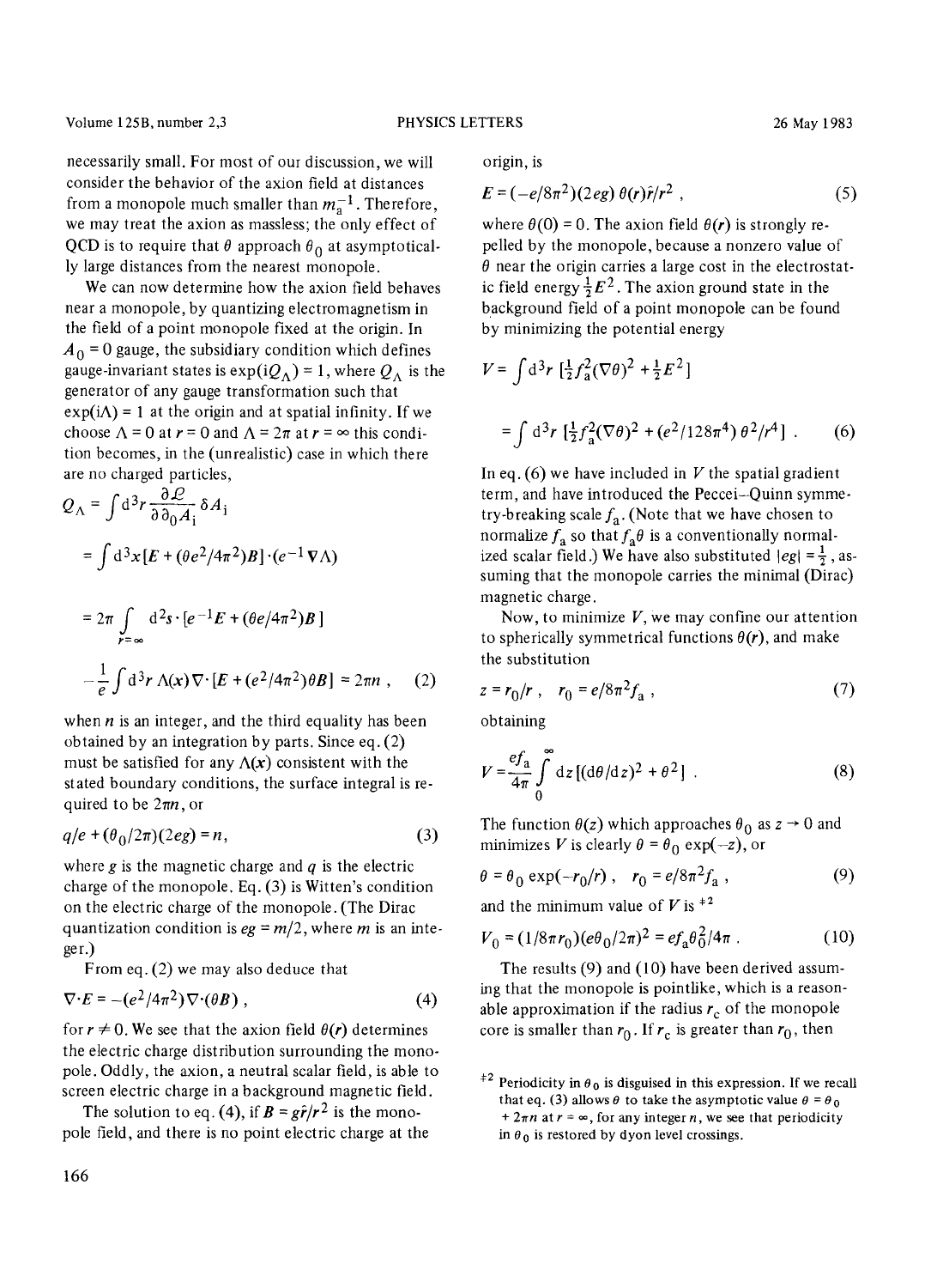necessarily small. For most of our discussion, we will consider the behavior of the axion field at distances from a monopole much smaller than $m_a^{-1}$. Therefore, we may treat the axion as massless; the only effect of QCD is to require that $\theta$ approach $\theta_0$ at asymptotically large distances from the nearest monopole.

We can now determine how the axion field behaves near a monopole, by quantizing electromagnetism in the field of a point monopole fixed at the origin. In $A_0 = 0$ gauge, the subsidiary condition which defines gauge-invariant states is $\exp(iQ_\Lambda) = 1$, where $Q_\Lambda$ is the generator of any gauge transformation such that $\exp(i\Lambda) = 1$ at the origin and at spatial infinity. If we choose $\Lambda = 0$ at $r = 0$ and $\Lambda = 2\pi$ at $r = \infty$ this condition becomes, in the (unrealistic) case in which there are no charged particles,

$$
\begin{aligned}
Q_\Lambda &= \int d^3r \frac{\partial \mathcal{L}}{\partial \partial_0 A_i} \delta A_i \\
&= \int d^3x [E + (\theta e^2/4\pi^2)B] \cdot (e^{-1} \nabla \Lambda) \\
&= 2\pi \int_{r=\infty} d^2s \cdot [e^{-1}E + (\theta e/4\pi^2)B] \\
&\quad - \frac{1}{e} \int d^3r\, \Lambda(x) \nabla \cdot [E + (e^2/4\pi^2)\theta B] = 2\pi n , \qquad (2)
\end{aligned}
$$

when $n$ is an integer, and the third equality has been obtained by an integration by parts. Since eq. (2) must be satisfied for any $\Lambda(x)$ consistent with the stated boundary conditions, the surface integral is required to be $2\pi n$, or

$$
q/e + (\theta_0/2\pi)(2eg) = n, \qquad (3)
$$

where $g$ is the magnetic charge and $q$ is the electric charge of the monopole. Eq. (3) is Witten's condition on the electric charge of the monopole. (The Dirac quantization condition is $eg = m/2$, where $m$ is an integer.)

From eq. (2) we may also deduce that

$$
\nabla \cdot E = -(e^2/4\pi^2) \nabla \cdot (\theta B) , \qquad (4)
$$

for $r \neq 0$. We see that the axion field $\theta(r)$ determines the electric charge distribution surrounding the monopole. Oddly, the axion, a neutral scalar field, is able to screen electric charge in a background magnetic field.

The solution to eq. (4), if $B = g\hat{r}/r^2$ is the monopole field, and there is no point electric charge at the origin, is

$$
E = (-e/8\pi^2)(2eg)\, \theta(r) \hat{r}/r^2 , \qquad (5)
$$

where $\theta(0) = 0$. The axion field $\theta(r)$ is strongly repelled by the monopole, because a nonzero value of $\theta$ near the origin carries a large cost in the electrostatic field energy $\frac{1}{2}E^2$. The axion ground state in the background field of a point monopole can be found by minimizing the potential energy

$$
\begin{aligned}
V &= \int d^3r \left[\tfrac{1}{2} f_a^2 (\nabla\theta)^2 + \tfrac{1}{2}E^2\right] \\
&= \int d^3r \left[\tfrac{1}{2} f_a^2 (\nabla\theta)^2 + (e^2/128\pi^4)\, \theta^2/r^4\right] . \qquad (6)
\end{aligned}
$$

In eq. (6) we have included in $V$ the spatial gradient term, and have introduced the Peccei–Quinn symmetry-breaking scale $f_a$. (Note that we have chosen to normalize $f_a$ so that $f_a\theta$ is a conventionally normalized scalar field.) We have also substituted $|eg| = \frac{1}{2}$, assuming that the monopole carries the minimal (Dirac) magnetic charge.

Now, to minimize $V$, we may confine our attention to spherically symmetrical functions $\theta(r)$, and make the substitution

$$
z = r_0/r , \quad r_0 = e/8\pi^2 f_a , \qquad (7)
$$

obtaining

$$
V = \frac{e f_a}{4\pi} \int_0^\infty dz \left[(d\theta/dz)^2 + \theta^2\right] . \qquad (8)
$$

The function $\theta(z)$ which approaches $\theta_0$ as $z \to 0$ and minimizes $V$ is clearly $\theta = \theta_0 \exp(-z)$, or

$$
\theta = \theta_0 \exp(-r_0/r) , \quad r_0 = e/8\pi^2 f_a , \qquad (9)
$$

and the minimum value of $V$ is [‡2]

$$
V_0 = (1/8\pi r_0)(e\theta_0/2\pi)^2 = e f_a \theta_0^2/4\pi . \qquad (10)
$$

The results (9) and (10) have been derived assuming that the monopole is pointlike, which is a reasonable approximation if the radius $r_c$ of the monopole core is smaller than $r_0$. If $r_c$ is greater than $r_0$, then

[‡2] Periodicity in $\theta_0$ is disguised in this expression. If we recall that eq. (3) allows $\theta$ to take the asymptotic value $\theta = \theta_0 + 2\pi n$ at $r = \infty$, for any integer $n$, we see that periodicity in $\theta_0$ is restored by dyon level crossings.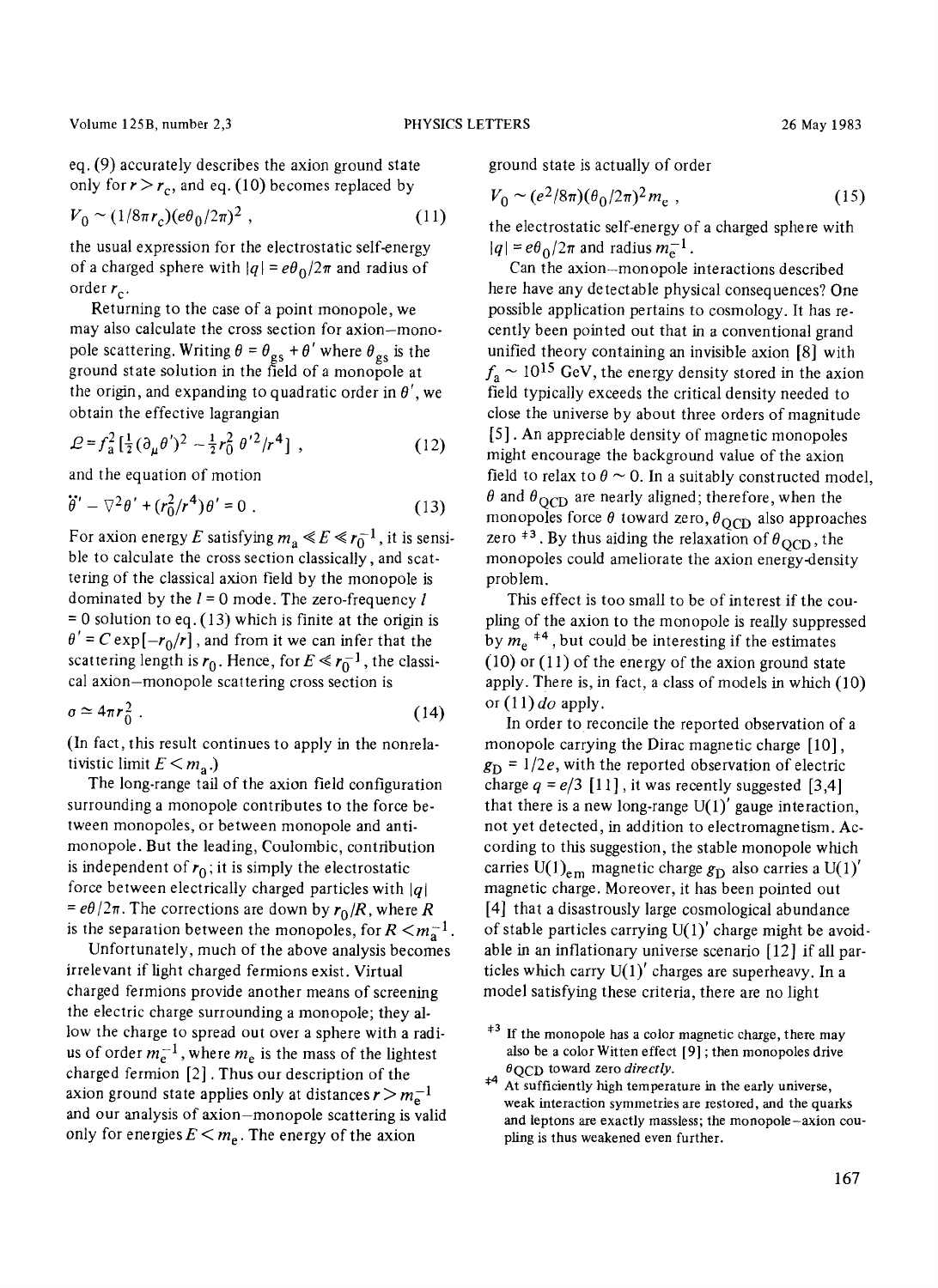eq. (9) accurately describes the axion ground state only for $r > r_c$, and eq. (10) becomes replaced by

$$V_0 \sim (1/8\pi r_c)(e\theta_0/2\pi)^2 \, , \tag{11}$$

the usual expression for the electrostatic self-energy of a charged sphere with $|q| = e\theta_0/2\pi$ and radius of order $r_c$.

Returning to the case of a point monopole, we may also calculate the cross section for axion–monopole scattering. Writing $\theta = \theta_{gs} + \theta'$ where $\theta_{gs}$ is the ground state solution in the field of a monopole at the origin, and expanding to quadratic order in $\theta'$, we obtain the effective lagrangian

$$\mathcal{L} = f_a^2 [\tfrac{1}{2}(\partial_\mu \theta')^2 - \tfrac{1}{2} r_0^2 \, \theta'^2 / r^4] \, , \tag{12}$$

and the equation of motion

$$\ddot{\theta}' - \nabla^2 \theta' + (r_0^2/r^4)\theta' = 0 \, . \tag{13}$$

For axion energy $E$ satisfying $m_a \ll E \ll r_0^{-1}$, it is sensible to calculate the cross section classically, and scattering of the classical axion field by the monopole is dominated by the $l = 0$ mode. The zero-frequency $l = 0$ solution to eq. (13) which is finite at the origin is $\theta' = C \exp[-r_0/r]$, and from it we can infer that the scattering length is $r_0$. Hence, for $E \ll r_0^{-1}$, the classical axion–monopole scattering cross section is

$$\sigma \simeq 4\pi r_0^2 \, . \tag{14}$$

(In fact, this result continues to apply in the nonrelativistic limit $E < m_a$.)

The long-range tail of the axion field configuration surrounding a monopole contributes to the force between monopoles, or between monopole and antimonopole. But the leading, Coulombic, contribution is independent of $r_0$; it is simply the electrostatic force between electrically charged particles with $|q| = e\theta/2\pi$. The corrections are down by $r_0/R$, where $R$ is the separation between the monopoles, for $R < m_a^{-1}$.

Unfortunately, much of the above analysis becomes irrelevant if light charged fermions exist. Virtual charged fermions provide another means of screening the electric charge surrounding a monopole; they allow the charge to spread out over a sphere with a radius of order $m_e^{-1}$, where $m_e$ is the mass of the lightest charged fermion [2]. Thus our description of the axion ground state applies only at distances $r > m_e^{-1}$ and our analysis of axion–monopole scattering is valid only for energies $E < m_e$. The energy of the axion ground state is actually of order

$$V_0 \sim (e^2/8\pi)(\theta_0/2\pi)^2 m_e \, , \tag{15}$$

the electrostatic self-energy of a charged sphere with $|q| = e\theta_0/2\pi$ and radius $m_e^{-1}$.

Can the axion–monopole interactions described here have any detectable physical consequences? One possible application pertains to cosmology. It has recently been pointed out that in a conventional grand unified theory containing an invisible axion [8] with $f_a \sim 10^{15}$ GeV, the energy density stored in the axion field typically exceeds the critical density needed to close the universe by about three orders of magnitude [5]. An appreciable density of magnetic monopoles might encourage the background value of the axion field to relax to $\theta \sim 0$. In a suitably constructed model, $\theta$ and $\theta_{QCD}$ are nearly aligned; therefore, when the monopoles force $\theta$ toward zero, $\theta_{QCD}$ also approaches zero [‡3]. By thus aiding the relaxation of $\theta_{QCD}$, the monopoles could ameliorate the axion energy-density problem.

This effect is too small to be of interest if the coupling of the axion to the monopole is really suppressed by $m_e$ [‡4], but could be interesting if the estimates (10) or (11) of the energy of the axion ground state apply. There is, in fact, a class of models in which (10) or (11) *do* apply.

In order to reconcile the reported observation of a monopole carrying the Dirac magnetic charge [10], $g_D = 1/2e$, with the reported observation of electric charge $q = e/3$ [11], it was recently suggested [3,4] that there is a new long-range U(1)′ gauge interaction, not yet detected, in addition to electromagnetism. According to this suggestion, the stable monopole which carries $U(1)_{em}$ magnetic charge $g_D$ also carries a U(1)′ magnetic charge. Moreover, it has been pointed out [4] that a disastrously large cosmological abundance of stable particles carrying U(1)′ charge might be avoidable in an inflationary universe scenario [12] if all particles which carry U(1)′ charges are superheavy. In a model satisfying these criteria, there are no light

---

[‡3] If the monopole has a color magnetic charge, there may also be a color Witten effect [9]; then monopoles drive $\theta_{QCD}$ toward zero *directly*.

[‡4] At sufficiently high temperature in the early universe, weak interaction symmetries are restored, and the quarks and leptons are exactly massless; the monopole–axion coupling is thus weakened even further.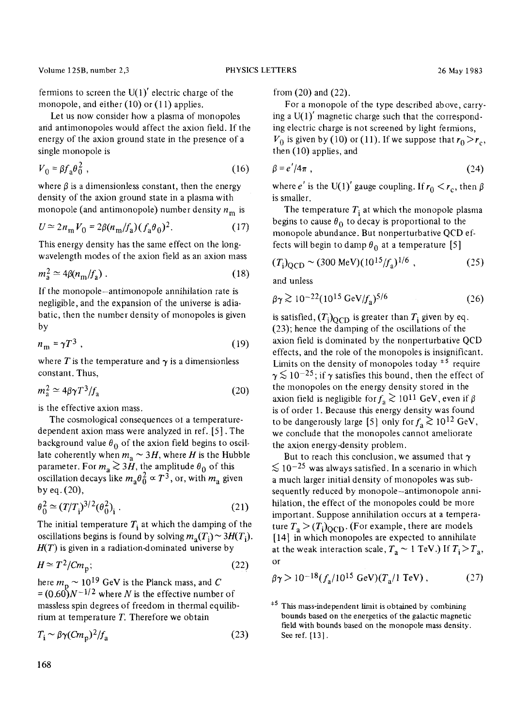fermions to screen the U(1)′ electric charge of the monopole, and either (10) or (11) applies.

Let us now consider how a plasma of monopoles and antimonopoles would affect the axion field. If the energy of the axion ground state in the presence of a single monopole is

$$V_0 = \beta f_a \theta_0^2 , \tag{16}$$

where $\beta$ is a dimensionless constant, then the energy density of the axion ground state in a plasma with monopole (and antimonopole) number density $n_m$ is

$$U \simeq 2n_m V_0 = 2\beta (n_m/f_a)(f_a\theta_0)^2. \tag{17}$$

This energy density has the same effect on the long-wavelength modes of the axion field as an axion mass

$$m_a^2 \simeq 4\beta (n_m/f_a) . \tag{18}$$

If the monopole–antimonopole annihilation rate is negligible, and the expansion of the universe is adiabatic, then the number density of monopoles is given by

$$n_m = \gamma T^3 , \tag{19}$$

where $T$ is the temperature and $\gamma$ is a dimensionless constant. Thus,

$$m_a^2 \simeq 4\beta\gamma T^3/f_a \tag{20}$$

is the effective axion mass.

The cosmological consequences of a temperature-dependent axion mass were analyzed in ref. [5]. The background value $\theta_0$ of the axion field begins to oscillate coherently when $m_a \sim 3H$, where $H$ is the Hubble parameter. For $m_a \gtrsim 3H$, the amplitude $\theta_0$ of this oscillation decays like $m_a \theta_0^2 \propto T^3$, or, with $m_a$ given by eq. (20),

$$\theta_0^2 \simeq (T/T_i)^{3/2} (\theta_0^2)_i . \tag{21}$$

The initial temperature $T_i$ at which the damping of the oscillations begins is found by solving $m_a(T_i) \sim 3H(T_i)$. $H(T)$ is given in a radiation-dominated universe by

$$H \simeq T^2/Cm_p; \tag{22}$$

here $m_p \sim 10^{19}$ GeV is the Planck mass, and $C = (0.60)N^{-1/2}$ where $N$ is the effective number of massless spin degrees of freedom in thermal equilibrium at temperature $T$. Therefore we obtain

$$T_i \sim \beta\gamma (Cm_p)^2/f_a \tag{23}$$

from (20) and (22).

For a monopole of the type described above, carrying a U(1)′ magnetic charge such that the corresponding electric charge is not screened by light fermions, $V_0$ is given by (10) or (11). If we suppose that $r_0 > r_c$, then (10) applies, and

$$\beta = e'/4\pi , \tag{24}$$

where $e'$ is the U(1)′ gauge coupling. If $r_0 < r_c$, then $\beta$ is smaller.

The temperature $T_i$ at which the monopole plasma begins to cause $\theta_0$ to decay is proportional to the monopole abundance. But nonperturbative QCD effects will begin to damp $\theta_0$ at a temperature [5]

$$(T_i)_{QCD} \sim (300 \text{ MeV})(10^{15}/f_a)^{1/6} , \tag{25}$$

and unless

$$\beta\gamma \gtrsim 10^{-22}(10^{15} \text{ GeV}/f_a)^{5/6} \tag{26}$$

is satisfied, $(T_i)_{QCD}$ is greater than $T_i$ given by eq. (23); hence the damping of the oscillations of the axion field is dominated by the nonperturbative QCD effects, and the role of the monopoles is insignificant. Limits on the density of monopoles today [‡5] require $\gamma \lesssim 10^{-25}$; if $\gamma$ satisfies this bound, then the effect of the monopoles on the energy density stored in the axion field is negligible for $f_a \gtrsim 10^{11}$ GeV, even if $\beta$ is of order 1. Because this energy density was found to be dangerously large [5] only for $f_a \gtrsim 10^{12}$ GeV, we conclude that the monopoles cannot ameliorate the axion energy-density problem.

But to reach this conclusion, we assumed that $\gamma \lesssim 10^{-25}$ was always satisfied. In a scenario in which a much larger initial density of monopoles was subsequently reduced by monopole–antimonopole annihilation, the effect of the monopoles could be more important. Suppose annihilation occurs at a temperature $T_a > (T_i)_{QCD}$. (For example, there are models [14] in which monopoles are expected to annihilate at the weak interaction scale, $T_a \sim 1$ TeV.) If $T_i > T_a$, or

$$\beta\gamma > 10^{-18}(f_a/10^{15} \text{ GeV})(T_a/1 \text{ TeV}) , \tag{27}$$

[‡5] This mass-independent limit is obtained by combining bounds based on the energetics of the galactic magnetic field with bounds based on the monopole mass density. See ref. [13].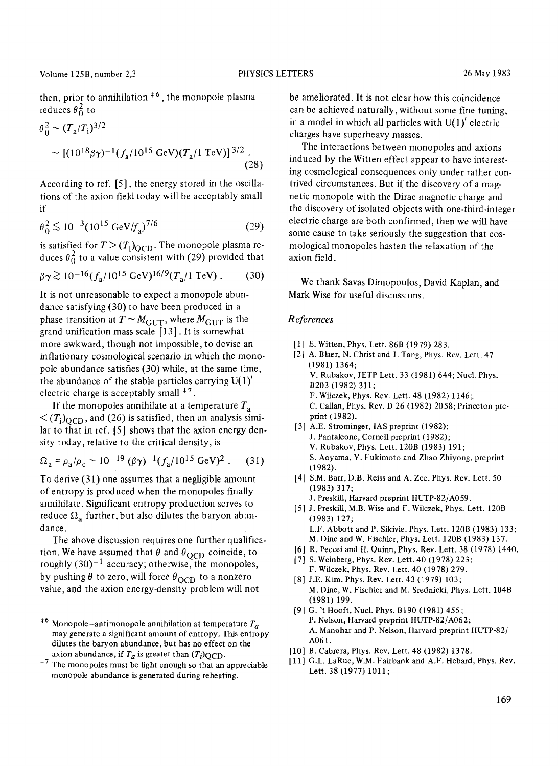then, prior to annihilation [‡6], the monopole plasma reduces $\theta_0^2$ to

$$\theta_0^2 \sim (T_a/T_i)^{3/2}$$

$$\sim [(10^{18}\beta\gamma)^{-1}(f_a/10^{15}\ \mathrm{GeV})(T_a/1\ \mathrm{TeV})]^{3/2} . \tag{28}$$

According to ref. [5], the energy stored in the oscillations of the axion field today will be acceptably small if

$$\theta_0^2 \lesssim 10^{-3}(10^{15}\ \mathrm{GeV}/f_a)^{7/6} \tag{29}$$

is satisfied for $T > (T_i)_{\mathrm{QCD}}$. The monopole plasma reduces $\theta_0^2$ to a value consistent with (29) provided that

$$\beta\gamma \gtrsim 10^{-16}(f_a/10^{15}\ \mathrm{GeV})^{16/9}(T_a/1\ \mathrm{TeV}) . \tag{30}$$

It is not unreasonable to expect a monopole abundance satisfying (30) to have been produced in a phase transition at $T \sim M_{\mathrm{GUT}}$, where $M_{\mathrm{GUT}}$ is the grand unification mass scale [13]. It is somewhat more awkward, though not impossible, to devise an inflationary cosmological scenario in which the monopole abundance satisfies (30) while, at the same time, the abundance of the stable particles carrying U(1)' electric charge is acceptably small [‡7].

If the monopoles annihilate at a temperature $T_a < (T_i)_{\mathrm{QCD}}$, and (26) is satisfied, then an analysis similar to that in ref. [5] shows that the axion energy density today, relative to the critical density, is

$$\Omega_a = \rho_a/\rho_c \sim 10^{-19}\,(\beta\gamma)^{-1}(f_a/10^{15}\ \mathrm{GeV})^2 . \tag{31}$$

To derive (31) one assumes that a negligible amount of entropy is produced when the monopoles finally annihilate. Significant entropy production serves to reduce $\Omega_a$ further, but also dilutes the baryon abundance.

The above discussion requires one further qualification. We have assumed that $\theta$ and $\theta_{\mathrm{QCD}}$ coincide, to roughly $(30)^{-1}$ accuracy; otherwise, the monopoles, by pushing $\theta$ to zero, will force $\theta_{\mathrm{QCD}}$ to a nonzero value, and the axion energy-density problem will not be ameliorated. It is not clear how this coincidence can be achieved naturally, without some fine tuning, in a model in which all particles with U(1)' electric charges have superheavy masses.

The interactions between monopoles and axions induced by the Witten effect appear to have interesting cosmological consequences only under rather contrived circumstances. But if the discovery of a magnetic monopole with the Dirac magnetic charge and the discovery of isolated objects with one-third-integer electric charge are both confirmed, then we will have some cause to take seriously the suggestion that cosmological monopoles hasten the relaxation of the axion field.

We thank Savas Dimopoulos, David Kaplan, and Mark Wise for useful discussions.

[‡6] Monopole–antimonopole annihilation at temperature $T_a$ may generate a significant amount of entropy. This entropy dilutes the baryon abundance, but has no effect on the axion abundance, if $T_a$ is greater than $(T_i)_{\mathrm{QCD}}$.

[‡7] The monopoles must be light enough so that an appreciable monopole abundance is generated during reheating.

## *References*

[1] E. Witten, Phys. Lett. 86B (1979) 283.

[2] A. Blaer, N. Christ and J. Tang, Phys. Rev. Lett. 47 (1981) 1364;
V. Rubakov, JETP Lett. 33 (1981) 644; Nucl. Phys. B203 (1982) 311;
F. Wilczek, Phys. Rev. Lett. 48 (1982) 1146;
C. Callan, Phys. Rev. D 26 (1982) 2058; Princeton preprint (1982).

[3] A.E. Strominger, IAS preprint (1982);
J. Pantaleone, Cornell preprint (1982);
V. Rubakov, Phys. Lett. 120B (1983) 191;
S. Aoyama, Y. Fukimoto and Zhao Zhiyong, preprint (1982).

[4] S.M. Barr, D.B. Reiss and A. Zee, Phys. Rev. Lett. 50 (1983) 317;
J. Preskill, Harvard preprint HUTP-82/A059.

[5] J. Preskill, M.B. Wise and F. Wilczek, Phys. Lett. 120B (1983) 127;
L.F. Abbott and P. Sikivie, Phys. Lett. 120B (1983) 133;
M. Dine and W. Fischler, Phys. Lett. 120B (1983) 137.

[6] R. Peccei and H. Quinn, Phys. Rev. Lett. 38 (1978) 1440.

[7] S. Weinberg, Phys. Rev. Lett. 40 (1978) 223;
F. Wilczek, Phys. Rev. Lett. 40 (1978) 279.

[8] J.E. Kim, Phys. Rev. Lett. 43 (1979) 103;
M. Dine, W. Fischler and M. Srednicki, Phys. Lett. 104B (1981) 199.

[9] G. 't Hooft, Nucl. Phys. B190 (1981) 455;
P. Nelson, Harvard preprint HUTP-82/A062;
A. Manohar and P. Nelson, Harvard preprint HUTP-82/A061.

[10] B. Cabrera, Phys. Rev. Lett. 48 (1982) 1378.

[11] G.L. LaRue, W.M. Fairbank and A.F. Hebard, Phys. Rev. Lett. 38 (1977) 1011;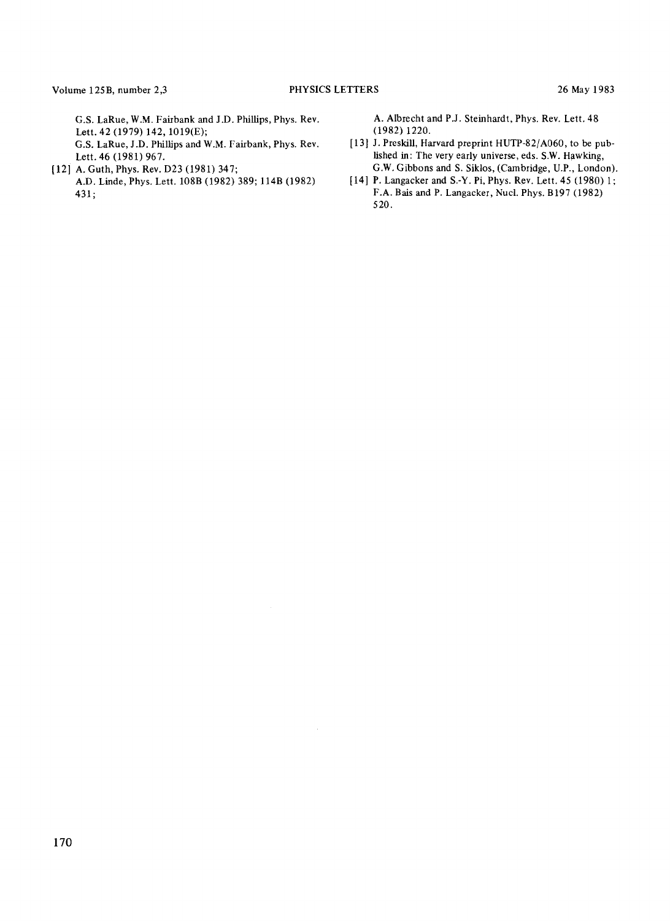G.S. LaRue, W.M. Fairbank and J.D. Phillips, Phys. Rev. Lett. 42 (1979) 142, 1019(E);
G.S. LaRue, J.D. Phillips and W.M. Fairbank, Phys. Rev. Lett. 46 (1981) 967.

[12] A. Guth, Phys. Rev. D23 (1981) 347;
A.D. Linde, Phys. Lett. 108B (1982) 389; 114B (1982) 431;
A. Albrecht and P.J. Steinhardt, Phys. Rev. Lett. 48 (1982) 1220.

[13] J. Preskill, Harvard preprint HUTP-82/A060, to be published in: The very early universe, eds. S.W. Hawking, G.W. Gibbons and S. Siklos, (Cambridge, U.P., London).

[14] P. Langacker and S.-Y. Pi, Phys. Rev. Lett. 45 (1980) 1;
F.A. Bais and P. Langacker, Nucl. Phys. B197 (1982) 520.